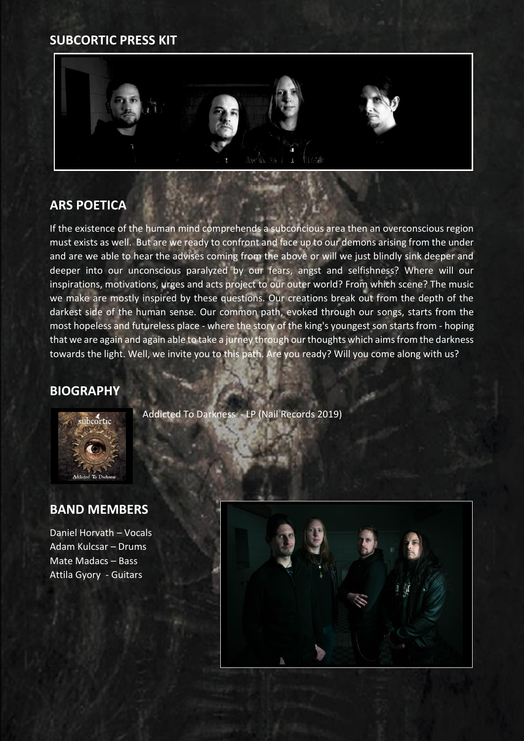## SUBCORTIC PRESS KIT

## ARS POETICA

If the existence of the human mind comprehends a subconcious area then an overconscious region must exists as well. But are we ready to confront and face up to our demons arising from the under and are we able to hear the advises coming from the above or will we just blindly sink deeper and deeper into our unconscious paralyzed by our fears, angst and selfishness? Where will our inspirations, motivations, urges and acts project to our outer world? From which scene? The music we make are mostly inspired by these questions. Our creations break out from the depth of the darkest side of the human sense. Our common path, evoked through our songs, starts from the most hopeless and futureless place - where the story of the king's youngest son starts from - hoping that we are again and again able to take a jurney through our thoughts which aims from the darkness towards the light. Well, we invite you to this path. Are you ready? Will you come along with us?

## BIOGRAPHY

Addicted To Darkness - LP (Nail Records 2019)

## BAND MEMBERS

Daniel Horvath – Vocals
Adam Kulcsar – Drums
Mate Madacs – Bass
Attila Gyory - Guitars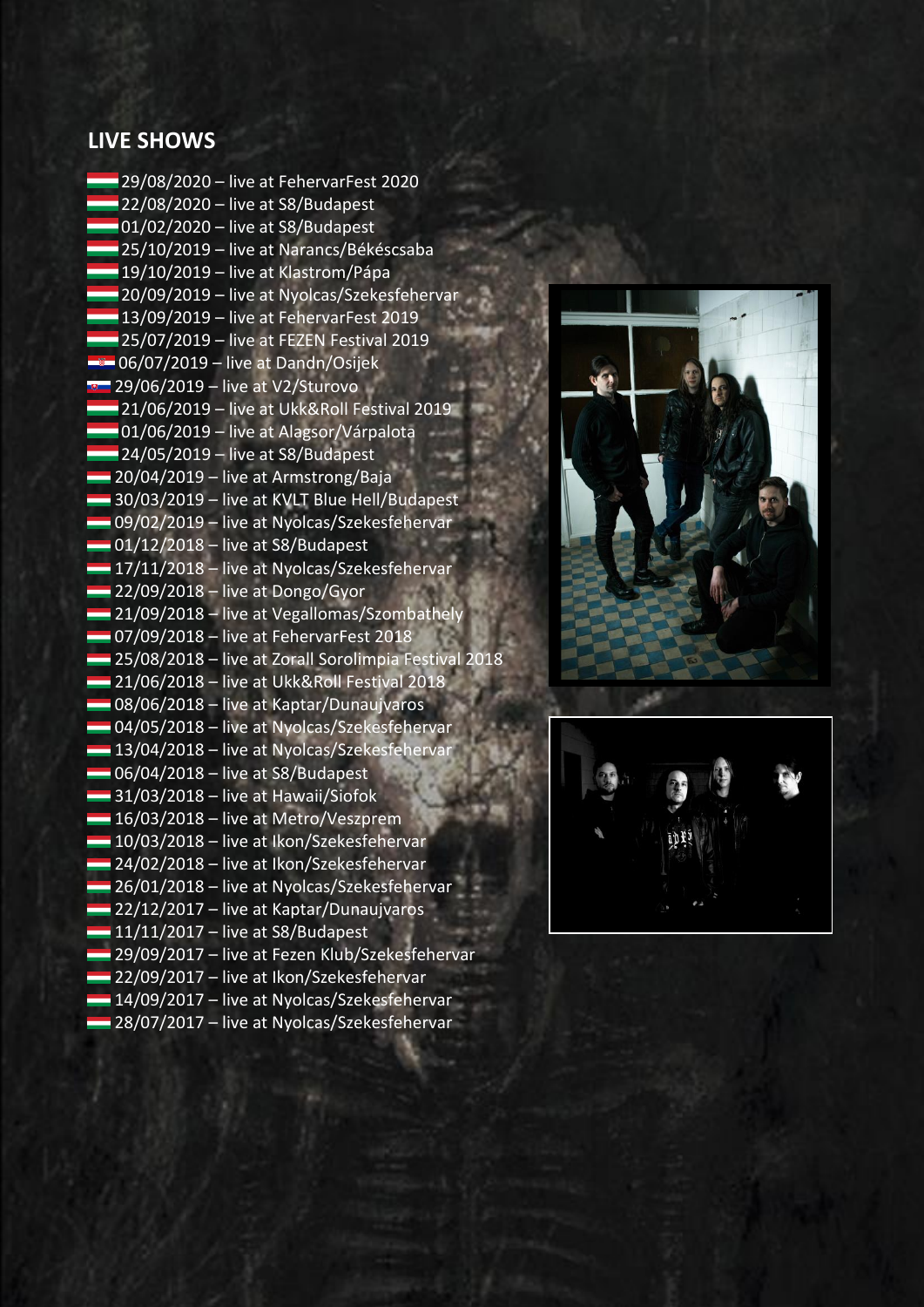## LIVE SHOWS

- 29/08/2020 – live at FehervarFest 2020
- 22/08/2020 – live at S8/Budapest
- 01/02/2020 – live at S8/Budapest
- 25/10/2019 – live at Narancs/Békéscsaba
- 19/10/2019 – live at Klastrom/Pápa
- 20/09/2019 – live at Nyolcas/Szekesfehervar
- 13/09/2019 – live at FehervarFest 2019
- 25/07/2019 – live at FEZEN Festival 2019
- 06/07/2019 – live at Dandn/Osijek
- 29/06/2019 – live at V2/Sturovo
- 21/06/2019 – live at Ukk&Roll Festival 2019
- 01/06/2019 – live at Alagsor/Várpalota
- 24/05/2019 – live at S8/Budapest
- 20/04/2019 – live at Armstrong/Baja
- 30/03/2019 – live at KVLT Blue Hell/Budapest
- 09/02/2019 – live at Nyolcas/Szekesfehervar
- 01/12/2018 – live at S8/Budapest
- 17/11/2018 – live at Nyolcas/Szekesfehervar
- 22/09/2018 – live at Dongo/Gyor
- 21/09/2018 – live at Vegallomas/Szombathely
- 07/09/2018 – live at FehervarFest 2018
- 25/08/2018 – live at Zorall Sorolimpia Festival 2018
- 21/06/2018 – live at Ukk&Roll Festival 2018
- 08/06/2018 – live at Kaptar/Dunaujvaros
- 04/05/2018 – live at Nyolcas/Szekesfehervar
- 13/04/2018 – live at Nyolcas/Szekesfehervar
- 06/04/2018 – live at S8/Budapest
- 31/03/2018 – live at Hawaii/Siofok
- 16/03/2018 – live at Metro/Veszprem
- 10/03/2018 – live at Ikon/Szekesfehervar
- 24/02/2018 – live at Ikon/Szekesfehervar
- 26/01/2018 – live at Nyolcas/Szekesfehervar
- 22/12/2017 – live at Kaptar/Dunaujvaros
- 11/11/2017 – live at S8/Budapest
- 29/09/2017 – live at Fezen Klub/Szekesfehervar
- 22/09/2017 – live at Ikon/Szekesfehervar
- 14/09/2017 – live at Nyolcas/Szekesfehervar
- 28/07/2017 – live at Nyolcas/Szekesfehervar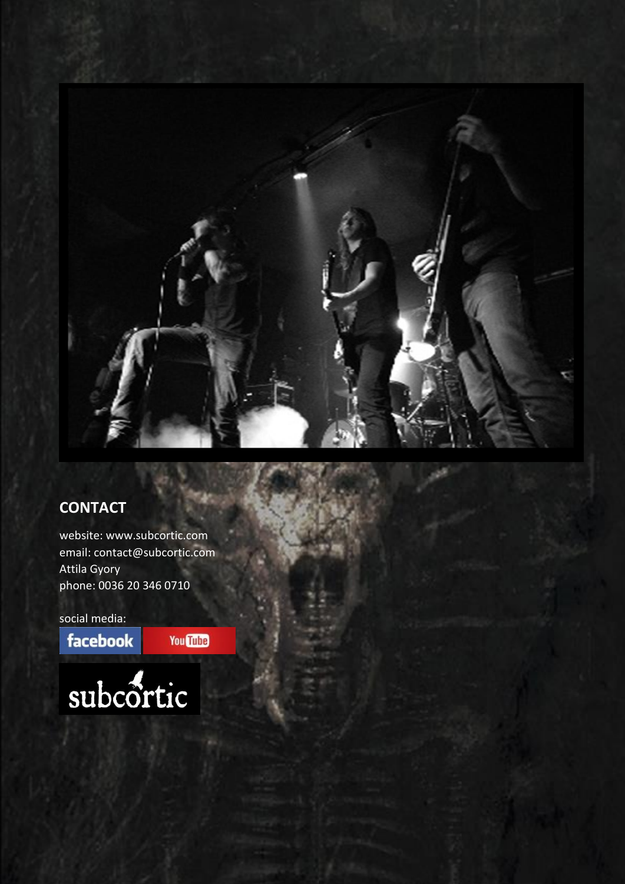## CONTACT

website: www.subcortic.com
email: contact@subcortic.com
Attila Gyory
phone: 0036 20 346 0710

social media: